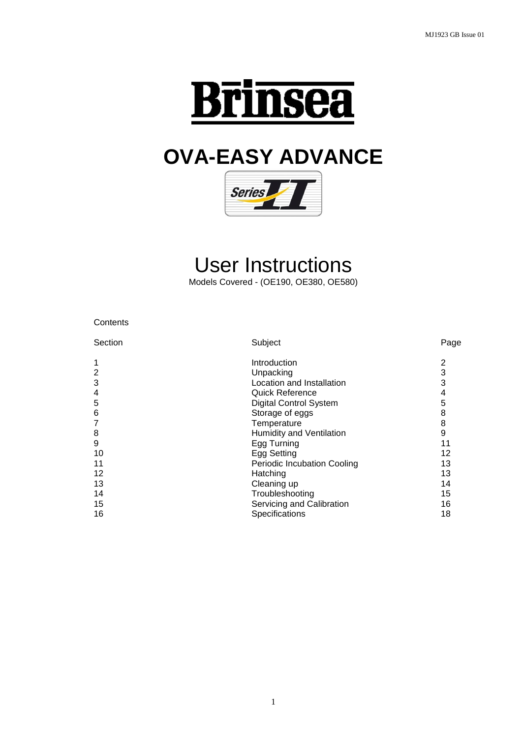MJ1923 GB Issue 01

# Brinsea

# OVA-EASY ADVANCE

Series II

# User Instructions

Models Covered - (OE190, OE380, OE580)

Contents

| Section | Subject | Page |
|---|---|---|
| 1 | Introduction | 2 |
| 2 | Unpacking | 3 |
| 3 | Location and Installation | 3 |
| 4 | Quick Reference | 4 |
| 5 | Digital Control System | 5 |
| 6 | Storage of eggs | 8 |
| 7 | Temperature | 8 |
| 8 | Humidity and Ventilation | 9 |
| 9 | Egg Turning | 11 |
| 10 | Egg Setting | 12 |
| 11 | Periodic Incubation Cooling | 13 |
| 12 | Hatching | 13 |
| 13 | Cleaning up | 14 |
| 14 | Troubleshooting | 15 |
| 15 | Servicing and Calibration | 16 |
| 16 | Specifications | 18 |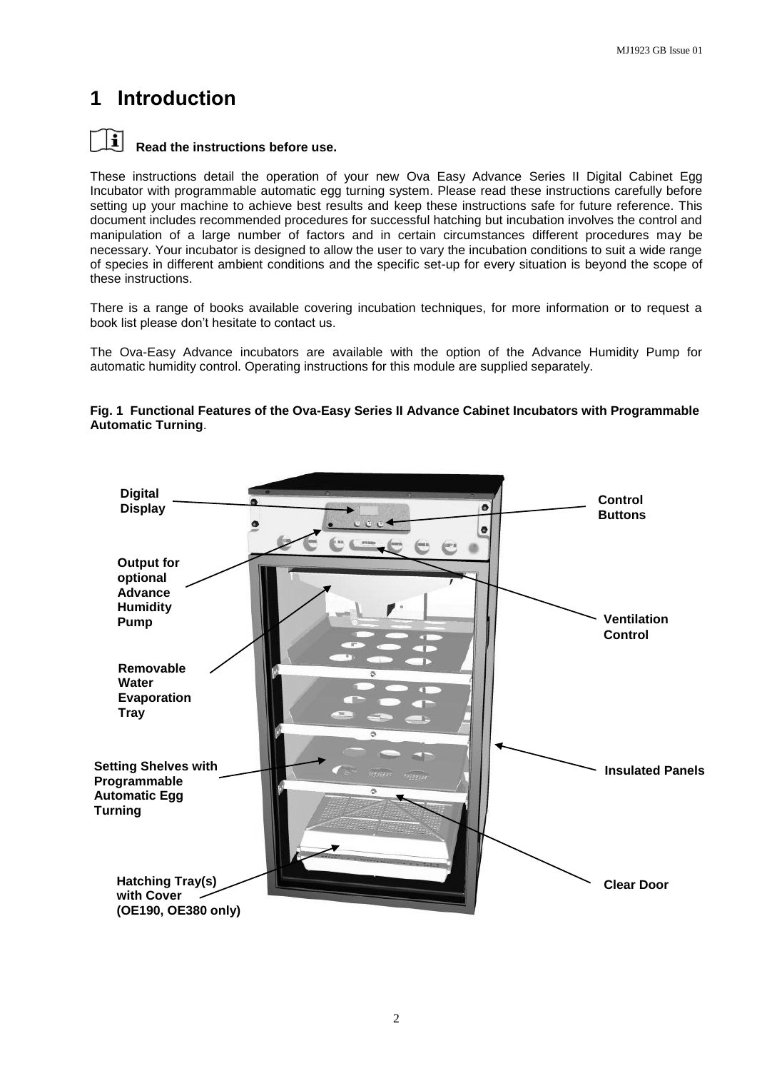# 1 Introduction

**Read the instructions before use.**

These instructions detail the operation of your new Ova Easy Advance Series II Digital Cabinet Egg Incubator with programmable automatic egg turning system. Please read these instructions carefully before setting up your machine to achieve best results and keep these instructions safe for future reference. This document includes recommended procedures for successful hatching but incubation involves the control and manipulation of a large number of factors and in certain circumstances different procedures may be necessary. Your incubator is designed to allow the user to vary the incubation conditions to suit a wide range of species in different ambient conditions and the specific set-up for every situation is beyond the scope of these instructions.

There is a range of books available covering incubation techniques, for more information or to request a book list please don't hesitate to contact us.

The Ova-Easy Advance incubators are available with the option of the Advance Humidity Pump for automatic humidity control. Operating instructions for this module are supplied separately.

**Fig. 1 Functional Features of the Ova-Easy Series II Advance Cabinet Incubators with Programmable Automatic Turning**.

Digital Display

Control Buttons

Output for optional Advance Humidity Pump

Ventilation Control

Removable Water Evaporation Tray

Setting Shelves with Programmable Automatic Egg Turning

Insulated Panels

Hatching Tray(s) with Cover (OE190, OE380 only)

Clear Door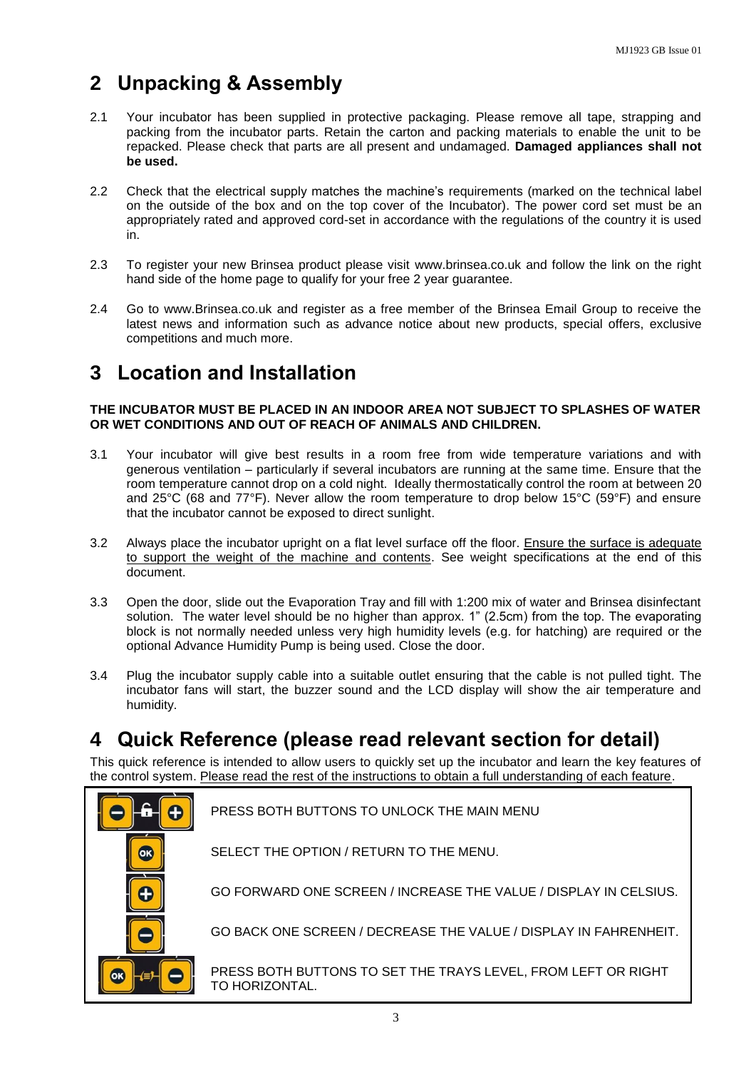## 2 Unpacking & Assembly

2.1 Your incubator has been supplied in protective packaging. Please remove all tape, strapping and packing from the incubator parts. Retain the carton and packing materials to enable the unit to be repacked. Please check that parts are all present and undamaged. **Damaged appliances shall not be used.**

2.2 Check that the electrical supply matches the machine's requirements (marked on the technical label on the outside of the box and on the top cover of the Incubator). The power cord set must be an appropriately rated and approved cord-set in accordance with the regulations of the country it is used in.

2.3 To register your new Brinsea product please visit www.brinsea.co.uk and follow the link on the right hand side of the home page to qualify for your free 2 year guarantee.

2.4 Go to www.Brinsea.co.uk and register as a free member of the Brinsea Email Group to receive the latest news and information such as advance notice about new products, special offers, exclusive competitions and much more.

## 3 Location and Installation

**THE INCUBATOR MUST BE PLACED IN AN INDOOR AREA NOT SUBJECT TO SPLASHES OF WATER OR WET CONDITIONS AND OUT OF REACH OF ANIMALS AND CHILDREN.**

3.1 Your incubator will give best results in a room free from wide temperature variations and with generous ventilation – particularly if several incubators are running at the same time. Ensure that the room temperature cannot drop on a cold night. Ideally thermostatically control the room at between 20 and 25°C (68 and 77°F). Never allow the room temperature to drop below 15°C (59°F) and ensure that the incubator cannot be exposed to direct sunlight.

3.2 Always place the incubator upright on a flat level surface off the floor. Ensure the surface is adequate to support the weight of the machine and contents. See weight specifications at the end of this document.

3.3 Open the door, slide out the Evaporation Tray and fill with 1:200 mix of water and Brinsea disinfectant solution. The water level should be no higher than approx. 1" (2.5cm) from the top. The evaporating block is not normally needed unless very high humidity levels (e.g. for hatching) are required or the optional Advance Humidity Pump is being used. Close the door.

3.4 Plug the incubator supply cable into a suitable outlet ensuring that the cable is not pulled tight. The incubator fans will start, the buzzer sound and the LCD display will show the air temperature and humidity.

## 4 Quick Reference (please read relevant section for detail)

This quick reference is intended to allow users to quickly set up the incubator and learn the key features of the control system. Please read the rest of the instructions to obtain a full understanding of each feature.

| Button | Function |
|---|---|
| − 🔓 + | PRESS BOTH BUTTONS TO UNLOCK THE MAIN MENU |
| OK | SELECT THE OPTION / RETURN TO THE MENU. |
| + | GO FORWARD ONE SCREEN / INCREASE THE VALUE / DISPLAY IN CELSIUS. |
| − | GO BACK ONE SCREEN / DECREASE THE VALUE / DISPLAY IN FAHRENHEIT. |
| OK − | PRESS BOTH BUTTONS TO SET THE TRAYS LEVEL, FROM LEFT OR RIGHT TO HORIZONTAL. |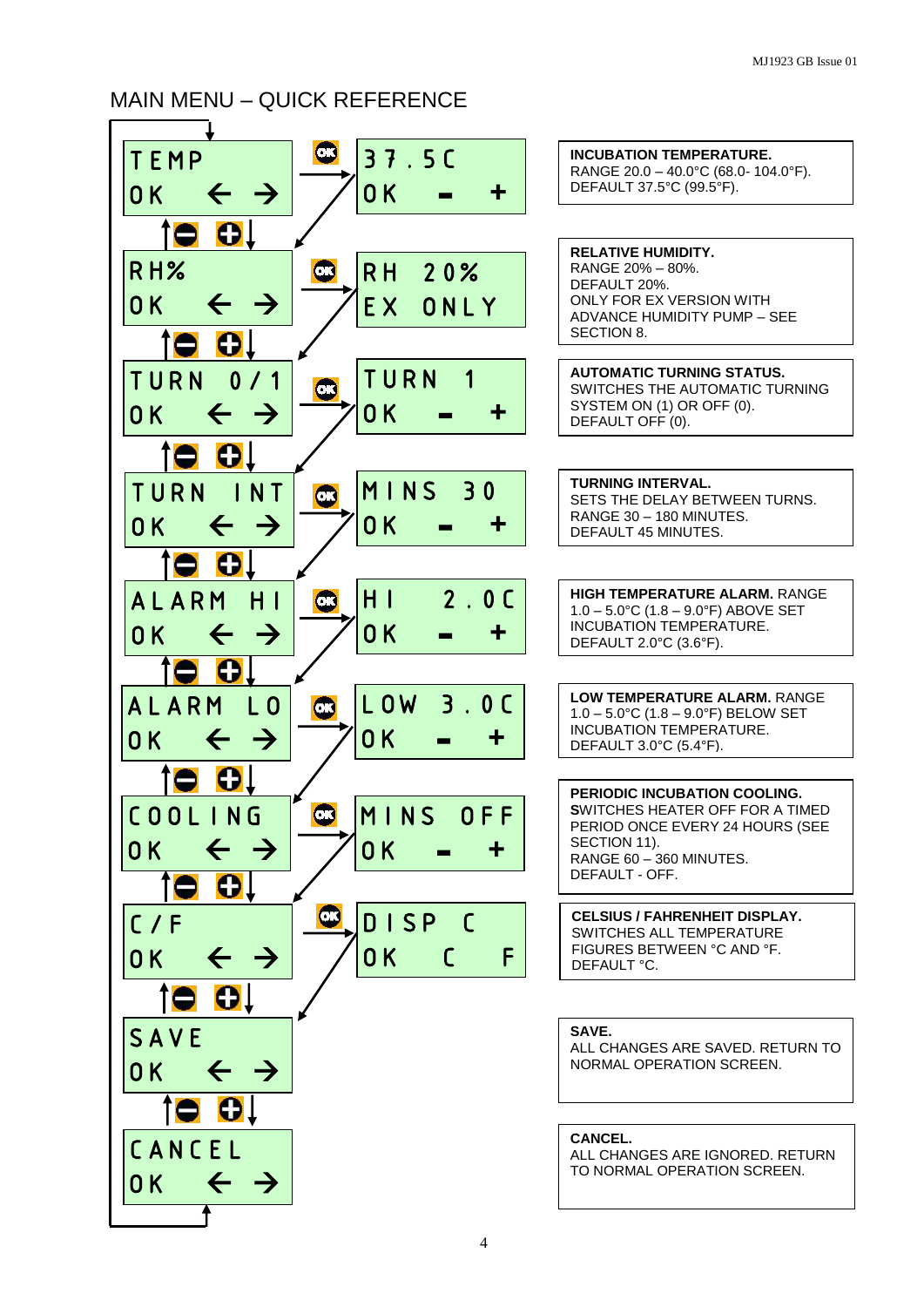# MAIN MENU – QUICK REFERENCE

| Menu display | Sub-menu display (press OK) | Description |
|---|---|---|
| TEMP / OK ← → | 37.5C / OK - + | **INCUBATION TEMPERATURE.** RANGE 20.0 – 40.0°C (68.0- 104.0°F). DEFAULT 37.5°C (99.5°F). |
| RH% / OK ← → | RH 20% / EX ONLY | **RELATIVE HUMIDITY.** RANGE 20% – 80%. DEFAULT 20%. ONLY FOR EX VERSION WITH ADVANCE HUMIDITY PUMP – SEE SECTION 8. |
| TURN 0/1 / OK ← → | TURN 1 / OK - + | **AUTOMATIC TURNING STATUS.** SWITCHES THE AUTOMATIC TURNING SYSTEM ON (1) OR OFF (0). DEFAULT OFF (0). |
| TURN INT / OK ← → | MINS 30 / OK - + | **TURNING INTERVAL.** SETS THE DELAY BETWEEN TURNS. RANGE 30 – 180 MINUTES. DEFAULT 45 MINUTES. |
| ALARM HI / OK ← → | HI 2.0C / OK - + | **HIGH TEMPERATURE ALARM.** RANGE 1.0 – 5.0°C (1.8 – 9.0°F) ABOVE SET INCUBATION TEMPERATURE. DEFAULT 2.0°C (3.6°F). |
| ALARM LO / OK ← → | LOW 3.0C / OK - + | **LOW TEMPERATURE ALARM.** RANGE 1.0 – 5.0°C (1.8 – 9.0°F) BELOW SET INCUBATION TEMPERATURE. DEFAULT 3.0°C (5.4°F). |
| COOLING / OK ← → | MINS OFF / OK - + | **PERIODIC INCUBATION COOLING.** SWITCHES HEATER OFF FOR A TIMED PERIOD ONCE EVERY 24 HOURS (SEE SECTION 11). RANGE 60 – 360 MINUTES. DEFAULT - OFF. |
| C/F / OK ← → | DISP C / OK C F | **CELSIUS / FAHRENHEIT DISPLAY.** SWITCHES ALL TEMPERATURE FIGURES BETWEEN °C AND °F. DEFAULT °C. |
| SAVE / OK ← → | | **SAVE.** ALL CHANGES ARE SAVED. RETURN TO NORMAL OPERATION SCREEN. |
| CANCEL / OK ← → | | **CANCEL.** ALL CHANGES ARE IGNORED. RETURN TO NORMAL OPERATION SCREEN. |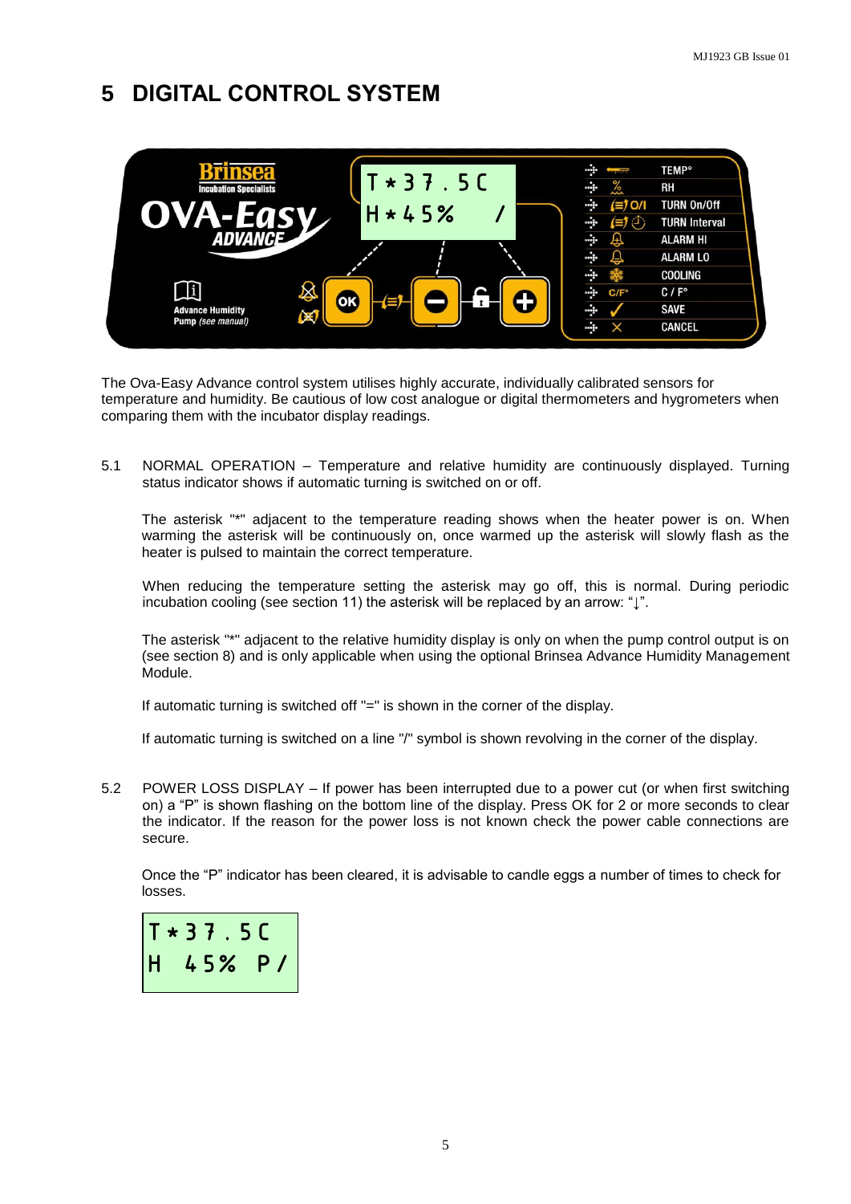# 5 DIGITAL CONTROL SYSTEM

The Ova-Easy Advance control system utilises highly accurate, individually calibrated sensors for temperature and humidity. Be cautious of low cost analogue or digital thermometers and hygrometers when comparing them with the incubator display readings.

5.1 NORMAL OPERATION – Temperature and relative humidity are continuously displayed. Turning status indicator shows if automatic turning is switched on or off.

The asterisk "*" adjacent to the temperature reading shows when the heater power is on. When warming the asterisk will be continuously on, once warmed up the asterisk will slowly flash as the heater is pulsed to maintain the correct temperature.

When reducing the temperature setting the asterisk may go off, this is normal. During periodic incubation cooling (see section 11) the asterisk will be replaced by an arrow: "↓".

The asterisk "*" adjacent to the relative humidity display is only on when the pump control output is on (see section 8) and is only applicable when using the optional Brinsea Advance Humidity Management Module.

If automatic turning is switched off "=" is shown in the corner of the display.

If automatic turning is switched on a line "/" symbol is shown revolving in the corner of the display.

5.2 POWER LOSS DISPLAY – If power has been interrupted due to a power cut (or when first switching on) a "P" is shown flashing on the bottom line of the display. Press OK for 2 or more seconds to clear the indicator. If the reason for the power loss is not known check the power cable connections are secure.

Once the "P" indicator has been cleared, it is advisable to candle eggs a number of times to check for losses.

```
T*37.5C
H 45% P/
```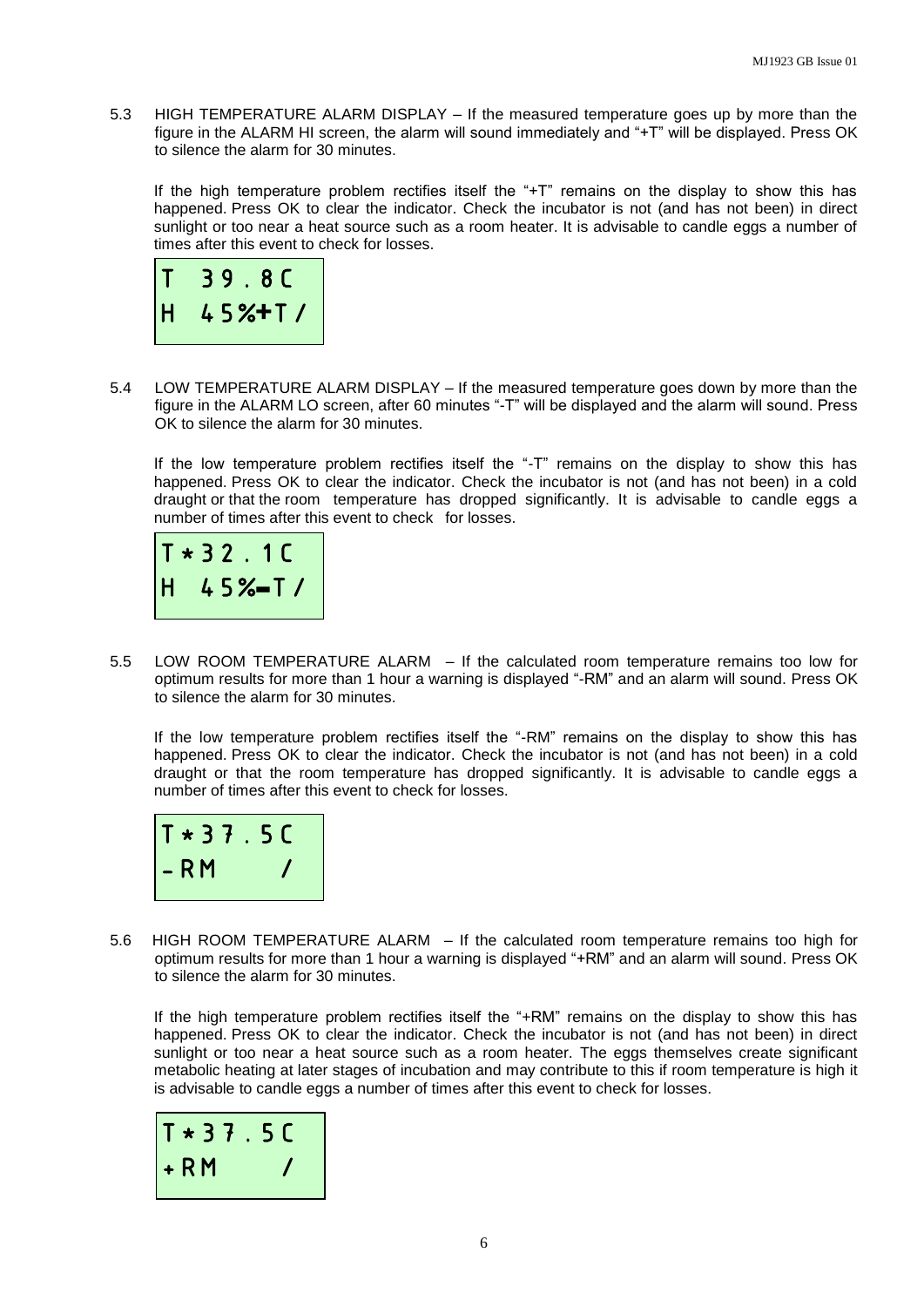5.3 HIGH TEMPERATURE ALARM DISPLAY – If the measured temperature goes up by more than the figure in the ALARM HI screen, the alarm will sound immediately and "+T" will be displayed. Press OK to silence the alarm for 30 minutes.

If the high temperature problem rectifies itself the "+T" remains on the display to show this has happened. Press OK to clear the indicator. Check the incubator is not (and has not been) in direct sunlight or too near a heat source such as a room heater. It is advisable to candle eggs a number of times after this event to check for losses.

```
T  39.8C
H  45%+T/
```

5.4 LOW TEMPERATURE ALARM DISPLAY – If the measured temperature goes down by more than the figure in the ALARM LO screen, after 60 minutes "-T" will be displayed and the alarm will sound. Press OK to silence the alarm for 30 minutes.

If the low temperature problem rectifies itself the "-T" remains on the display to show this has happened. Press OK to clear the indicator. Check the incubator is not (and has not been) in a cold draught or that the room temperature has dropped significantly. It is advisable to candle eggs a number of times after this event to check for losses.

```
T*32.1C
H  45%-T/
```

5.5 LOW ROOM TEMPERATURE ALARM – If the calculated room temperature remains too low for optimum results for more than 1 hour a warning is displayed "-RM" and an alarm will sound. Press OK to silence the alarm for 30 minutes.

If the low temperature problem rectifies itself the "-RM" remains on the display to show this has happened. Press OK to clear the indicator. Check the incubator is not (and has not been) in a cold draught or that the room temperature has dropped significantly. It is advisable to candle eggs a number of times after this event to check for losses.

```
T*37.5C
-RM      /
```

5.6 HIGH ROOM TEMPERATURE ALARM – If the calculated room temperature remains too high for optimum results for more than 1 hour a warning is displayed "+RM" and an alarm will sound. Press OK to silence the alarm for 30 minutes.

If the high temperature problem rectifies itself the "+RM" remains on the display to show this has happened. Press OK to clear the indicator. Check the incubator is not (and has not been) in direct sunlight or too near a heat source such as a room heater. The eggs themselves create significant metabolic heating at later stages of incubation and may contribute to this if room temperature is high it is advisable to candle eggs a number of times after this event to check for losses.

```
T*37.5C
+RM      /
```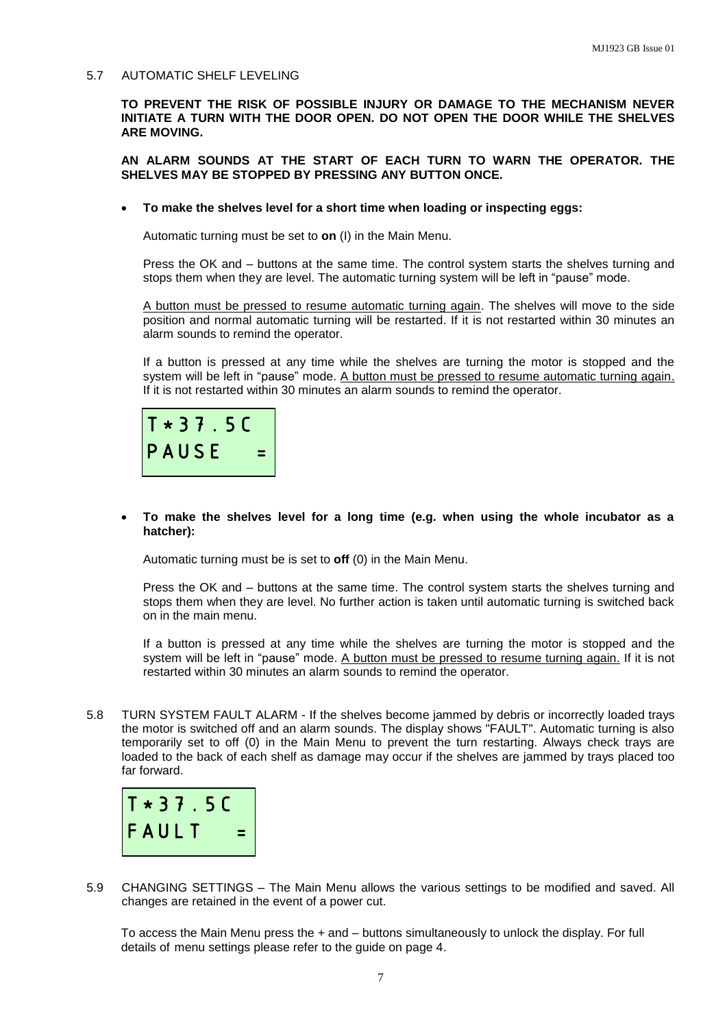5.7 AUTOMATIC SHELF LEVELING

**TO PREVENT THE RISK OF POSSIBLE INJURY OR DAMAGE TO THE MECHANISM NEVER INITIATE A TURN WITH THE DOOR OPEN. DO NOT OPEN THE DOOR WHILE THE SHELVES ARE MOVING.**

**AN ALARM SOUNDS AT THE START OF EACH TURN TO WARN THE OPERATOR. THE SHELVES MAY BE STOPPED BY PRESSING ANY BUTTON ONCE.**

- **To make the shelves level for a short time when loading or inspecting eggs:**

  Automatic turning must be set to **on** (I) in the Main Menu.

  Press the OK and – buttons at the same time. The control system starts the shelves turning and stops them when they are level. The automatic turning system will be left in "pause" mode.

  A button must be pressed to resume automatic turning again. The shelves will move to the side position and normal automatic turning will be restarted. If it is not restarted within 30 minutes an alarm sounds to remind the operator.

  If a button is pressed at any time while the shelves are turning the motor is stopped and the system will be left in "pause" mode. A button must be pressed to resume automatic turning again. If it is not restarted within 30 minutes an alarm sounds to remind the operator.

```
T*37.5C
PAUSE  =
```

- **To make the shelves level for a long time (e.g. when using the whole incubator as a hatcher):**

  Automatic turning must be is set to **off** (0) in the Main Menu.

  Press the OK and – buttons at the same time. The control system starts the shelves turning and stops them when they are level. No further action is taken until automatic turning is switched back on in the main menu.

  If a button is pressed at any time while the shelves are turning the motor is stopped and the system will be left in "pause" mode. A button must be pressed to resume turning again. If it is not restarted within 30 minutes an alarm sounds to remind the operator.

5.8 TURN SYSTEM FAULT ALARM - If the shelves become jammed by debris or incorrectly loaded trays the motor is switched off and an alarm sounds. The display shows "FAULT". Automatic turning is also temporarily set to off (0) in the Main Menu to prevent the turn restarting. Always check trays are loaded to the back of each shelf as damage may occur if the shelves are jammed by trays placed too far forward.

```
T*37.5C
FAULT  =
```

5.9 CHANGING SETTINGS – The Main Menu allows the various settings to be modified and saved. All changes are retained in the event of a power cut.

To access the Main Menu press the + and – buttons simultaneously to unlock the display. For full details of menu settings please refer to the guide on page 4.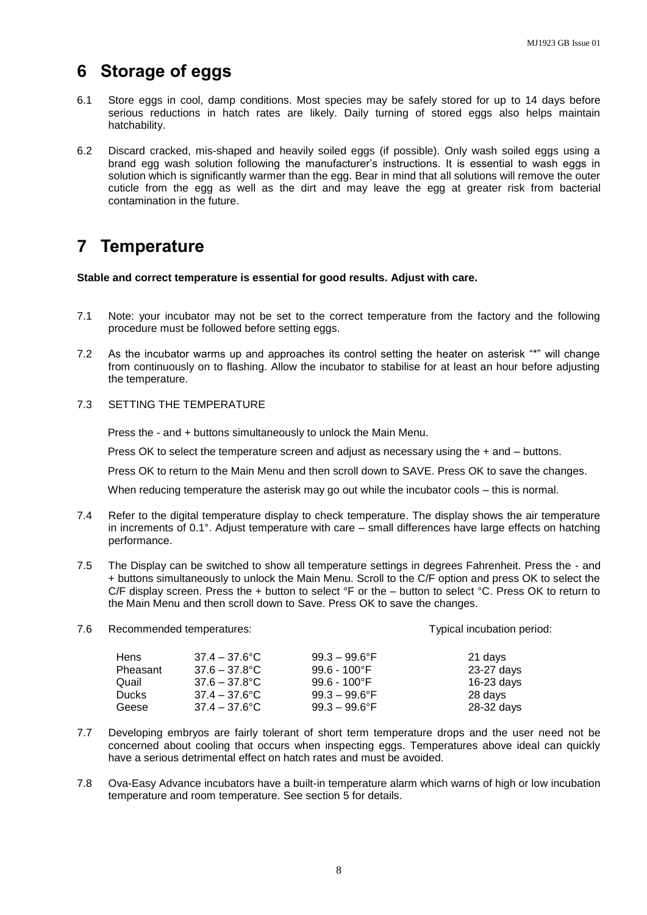# 6 Storage of eggs

6.1 Store eggs in cool, damp conditions. Most species may be safely stored for up to 14 days before serious reductions in hatch rates are likely. Daily turning of stored eggs also helps maintain hatchability.

6.2 Discard cracked, mis-shaped and heavily soiled eggs (if possible). Only wash soiled eggs using a brand egg wash solution following the manufacturer's instructions. It is essential to wash eggs in solution which is significantly warmer than the egg. Bear in mind that all solutions will remove the outer cuticle from the egg as well as the dirt and may leave the egg at greater risk from bacterial contamination in the future.

# 7 Temperature

**Stable and correct temperature is essential for good results. Adjust with care.**

7.1 Note: your incubator may not be set to the correct temperature from the factory and the following procedure must be followed before setting eggs.

7.2 As the incubator warms up and approaches its control setting the heater on asterisk "*" will change from continuously on to flashing. Allow the incubator to stabilise for at least an hour before adjusting the temperature.

7.3 SETTING THE TEMPERATURE

Press the - and + buttons simultaneously to unlock the Main Menu.

Press OK to select the temperature screen and adjust as necessary using the + and – buttons.

Press OK to return to the Main Menu and then scroll down to SAVE. Press OK to save the changes.

When reducing temperature the asterisk may go out while the incubator cools – this is normal.

7.4 Refer to the digital temperature display to check temperature. The display shows the air temperature in increments of 0.1°. Adjust temperature with care – small differences have large effects on hatching performance.

7.5 The Display can be switched to show all temperature settings in degrees Fahrenheit. Press the - and + buttons simultaneously to unlock the Main Menu. Scroll to the C/F option and press OK to select the C/F display screen. Press the + button to select °F or the – button to select °C. Press OK to return to the Main Menu and then scroll down to Save. Press OK to save the changes.

7.6 Recommended temperatures:

| | Recommended temperatures | | Typical incubation period |
|---|---|---|---|
| Hens | 37.4 – 37.6°C | 99.3 – 99.6°F | 21 days |
| Pheasant | 37.6 – 37.8°C | 99.6 - 100°F | 23-27 days |
| Quail | 37.6 – 37.8°C | 99.6 - 100°F | 16-23 days |
| Ducks | 37.4 – 37.6°C | 99.3 – 99.6°F | 28 days |
| Geese | 37.4 – 37.6°C | 99.3 – 99.6°F | 28-32 days |

7.7 Developing embryos are fairly tolerant of short term temperature drops and the user need not be concerned about cooling that occurs when inspecting eggs. Temperatures above ideal can quickly have a serious detrimental effect on hatch rates and must be avoided.

7.8 Ova-Easy Advance incubators have a built-in temperature alarm which warns of high or low incubation temperature and room temperature. See section 5 for details.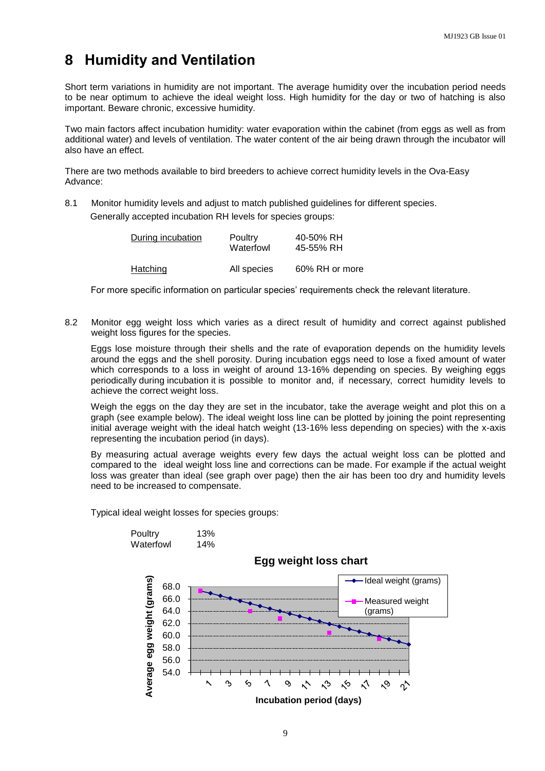# 8 Humidity and Ventilation

Short term variations in humidity are not important. The average humidity over the incubation period needs to be near optimum to achieve the ideal weight loss. High humidity for the day or two of hatching is also important. Beware chronic, excessive humidity.

Two main factors affect incubation humidity: water evaporation within the cabinet (from eggs as well as from additional water) and levels of ventilation. The water content of the air being drawn through the incubator will also have an effect.

There are two methods available to bird breeders to achieve correct humidity levels in the Ova-Easy Advance:

8.1 Monitor humidity levels and adjust to match published guidelines for different species.

Generally accepted incubation RH levels for species groups:

| | | |
|---|---|---|
| During incubation | Poultry | 40-50% RH |
| | Waterfowl | 45-55% RH |
| Hatching | All species | 60% RH or more |

For more specific information on particular species' requirements check the relevant literature.

8.2 Monitor egg weight loss which varies as a direct result of humidity and correct against published weight loss figures for the species.

Eggs lose moisture through their shells and the rate of evaporation depends on the humidity levels around the eggs and the shell porosity. During incubation eggs need to lose a fixed amount of water which corresponds to a loss in weight of around 13-16% depending on species. By weighing eggs periodically during incubation it is possible to monitor and, if necessary, correct humidity levels to achieve the correct weight loss.

Weigh the eggs on the day they are set in the incubator, take the average weight and plot this on a graph (see example below). The ideal weight loss line can be plotted by joining the point representing initial average weight with the ideal hatch weight (13-16% less depending on species) with the x-axis representing the incubation period (in days).

By measuring actual average weights every few days the actual weight loss can be plotted and compared to the ideal weight loss line and corrections can be made. For example if the actual weight loss was greater than ideal (see graph over page) then the air has been too dry and humidity levels need to be increased to compensate.

Typical ideal weight losses for species groups:

| | |
|---|---|
| Poultry | 13% |
| Waterfowl | 14% |

**Egg weight loss chart**

(Chart: Average egg weight (grams) vs. Incubation period (days), showing "Ideal weight (grams)" and "Measured weight (grams)" series; y-axis 54.0–68.0, x-axis days 1–21.)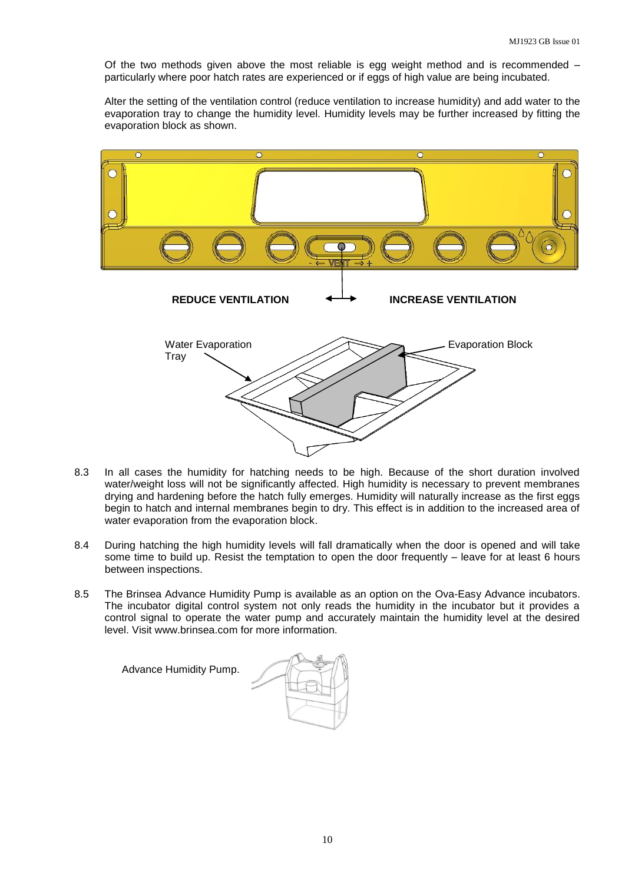Of the two methods given above the most reliable is egg weight method and is recommended – particularly where poor hatch rates are experienced or if eggs of high value are being incubated.

Alter the setting of the ventilation control (reduce ventilation to increase humidity) and add water to the evaporation tray to change the humidity level. Humidity levels may be further increased by fitting the evaporation block as shown.

**REDUCE VENTILATION** ⟷ **INCREASE VENTILATION**

Water Evaporation Tray

Evaporation Block

8.3 In all cases the humidity for hatching needs to be high. Because of the short duration involved water/weight loss will not be significantly affected. High humidity is necessary to prevent membranes drying and hardening before the hatch fully emerges. Humidity will naturally increase as the first eggs begin to hatch and internal membranes begin to dry. This effect is in addition to the increased area of water evaporation from the evaporation block.

8.4 During hatching the high humidity levels will fall dramatically when the door is opened and will take some time to build up. Resist the temptation to open the door frequently – leave for at least 6 hours between inspections.

8.5 The Brinsea Advance Humidity Pump is available as an option on the Ova-Easy Advance incubators. The incubator digital control system not only reads the humidity in the incubator but it provides a control signal to operate the water pump and accurately maintain the humidity level at the desired level. Visit www.brinsea.com for more information.

Advance Humidity Pump.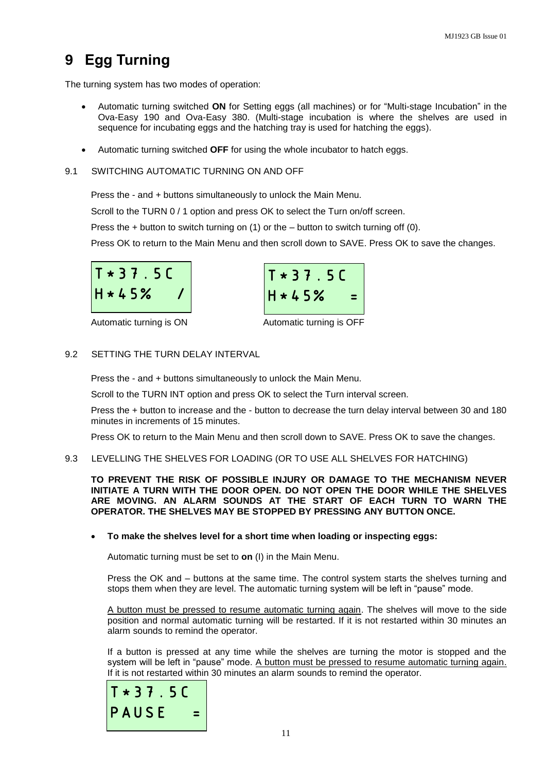# 9 Egg Turning

The turning system has two modes of operation:

- Automatic turning switched **ON** for Setting eggs (all machines) or for “Multi-stage Incubation” in the Ova-Easy 190 and Ova-Easy 380. (Multi-stage incubation is where the shelves are used in sequence for incubating eggs and the hatching tray is used for hatching the eggs).
- Automatic turning switched **OFF** for using the whole incubator to hatch eggs.

## 9.1 SWITCHING AUTOMATIC TURNING ON AND OFF

Press the - and + buttons simultaneously to unlock the Main Menu.

Scroll to the TURN 0 / 1 option and press OK to select the Turn on/off screen.

Press the + button to switch turning on (1) or the – button to switch turning off (0).

Press OK to return to the Main Menu and then scroll down to SAVE. Press OK to save the changes.

```
T*37.5C
H*45%   /
```

Automatic turning is ON

```
T*37.5C
H*45%   =
```

Automatic turning is OFF

## 9.2 SETTING THE TURN DELAY INTERVAL

Press the - and + buttons simultaneously to unlock the Main Menu.

Scroll to the TURN INT option and press OK to select the Turn interval screen.

Press the + button to increase and the - button to decrease the turn delay interval between 30 and 180 minutes in increments of 15 minutes.

Press OK to return to the Main Menu and then scroll down to SAVE. Press OK to save the changes.

## 9.3 LEVELLING THE SHELVES FOR LOADING (OR TO USE ALL SHELVES FOR HATCHING)

**TO PREVENT THE RISK OF POSSIBLE INJURY OR DAMAGE TO THE MECHANISM NEVER INITIATE A TURN WITH THE DOOR OPEN. DO NOT OPEN THE DOOR WHILE THE SHELVES ARE MOVING. AN ALARM SOUNDS AT THE START OF EACH TURN TO WARN THE OPERATOR. THE SHELVES MAY BE STOPPED BY PRESSING ANY BUTTON ONCE.**

- **To make the shelves level for a short time when loading or inspecting eggs:**

  Automatic turning must be set to **on** (I) in the Main Menu.

  Press the OK and – buttons at the same time. The control system starts the shelves turning and stops them when they are level. The automatic turning system will be left in “pause” mode.

  A button must be pressed to resume automatic turning again. The shelves will move to the side position and normal automatic turning will be restarted. If it is not restarted within 30 minutes an alarm sounds to remind the operator.

  If a button is pressed at any time while the shelves are turning the motor is stopped and the system will be left in “pause” mode. A button must be pressed to resume automatic turning again. If it is not restarted within 30 minutes an alarm sounds to remind the operator.

```
T*37.5C
PAUSE   =
```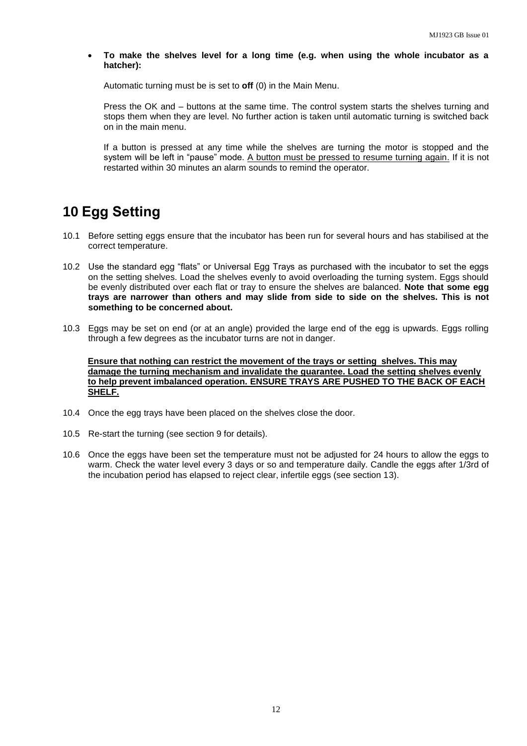- **To make the shelves level for a long time (e.g. when using the whole incubator as a hatcher):**

  Automatic turning must be is set to **off** (0) in the Main Menu.

  Press the OK and – buttons at the same time. The control system starts the shelves turning and stops them when they are level. No further action is taken until automatic turning is switched back on in the main menu.

  If a button is pressed at any time while the shelves are turning the motor is stopped and the system will be left in "pause" mode. A button must be pressed to resume turning again. If it is not restarted within 30 minutes an alarm sounds to remind the operator.

# 10 Egg Setting

10.1 Before setting eggs ensure that the incubator has been run for several hours and has stabilised at the correct temperature.

10.2 Use the standard egg "flats" or Universal Egg Trays as purchased with the incubator to set the eggs on the setting shelves. Load the shelves evenly to avoid overloading the turning system. Eggs should be evenly distributed over each flat or tray to ensure the shelves are balanced. **Note that some egg trays are narrower than others and may slide from side to side on the shelves. This is not something to be concerned about.**

10.3 Eggs may be set on end (or at an angle) provided the large end of the egg is upwards. Eggs rolling through a few degrees as the incubator turns are not in danger.

**Ensure that nothing can restrict the movement of the trays or setting shelves. This may damage the turning mechanism and invalidate the guarantee. Load the setting shelves evenly to help prevent imbalanced operation. ENSURE TRAYS ARE PUSHED TO THE BACK OF EACH SHELF.**

10.4 Once the egg trays have been placed on the shelves close the door.

10.5 Re-start the turning (see section 9 for details).

10.6 Once the eggs have been set the temperature must not be adjusted for 24 hours to allow the eggs to warm. Check the water level every 3 days or so and temperature daily. Candle the eggs after 1/3rd of the incubation period has elapsed to reject clear, infertile eggs (see section 13).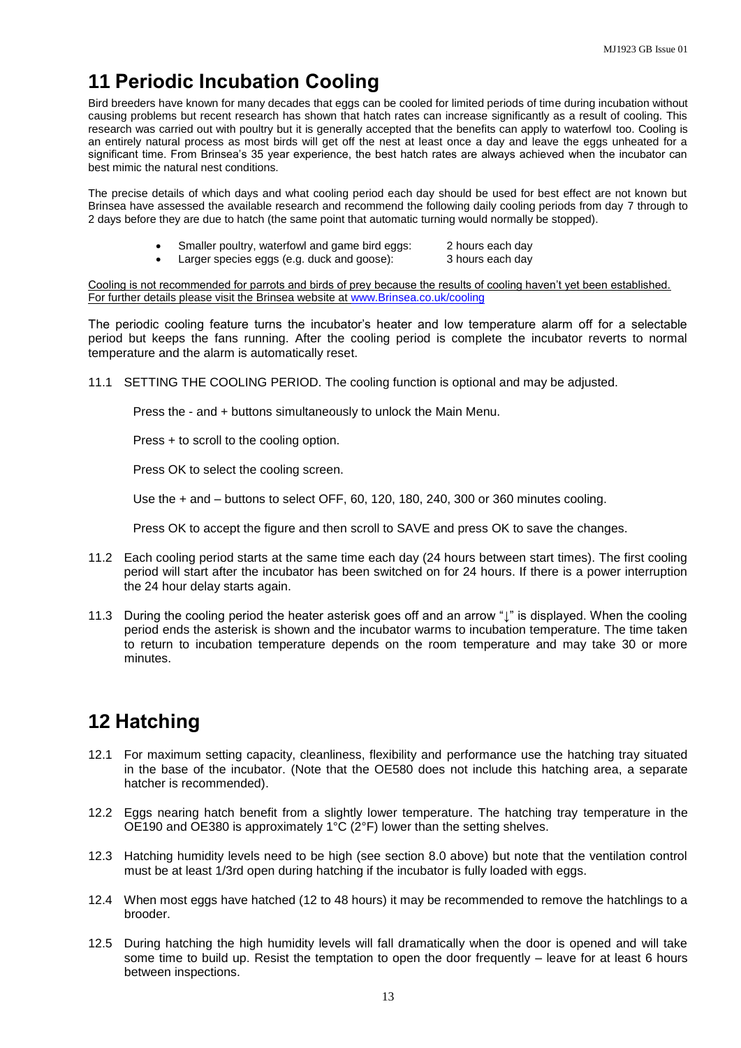# 11 Periodic Incubation Cooling

Bird breeders have known for many decades that eggs can be cooled for limited periods of time during incubation without causing problems but recent research has shown that hatch rates can increase significantly as a result of cooling. This research was carried out with poultry but it is generally accepted that the benefits can apply to waterfowl too. Cooling is an entirely natural process as most birds will get off the nest at least once a day and leave the eggs unheated for a significant time. From Brinsea's 35 year experience, the best hatch rates are always achieved when the incubator can best mimic the natural nest conditions.

The precise details of which days and what cooling period each day should be used for best effect are not known but Brinsea have assessed the available research and recommend the following daily cooling periods from day 7 through to 2 days before they are due to hatch (the same point that automatic turning would normally be stopped).

- Smaller poultry, waterfowl and game bird eggs: 2 hours each day
- Larger species eggs (e.g. duck and goose): 3 hours each day

Cooling is not recommended for parrots and birds of prey because the results of cooling haven't yet been established. For further details please visit the Brinsea website at www.Brinsea.co.uk/cooling

The periodic cooling feature turns the incubator's heater and low temperature alarm off for a selectable period but keeps the fans running. After the cooling period is complete the incubator reverts to normal temperature and the alarm is automatically reset.

11.1 SETTING THE COOLING PERIOD. The cooling function is optional and may be adjusted.

Press the - and + buttons simultaneously to unlock the Main Menu.

Press + to scroll to the cooling option.

Press OK to select the cooling screen.

Use the + and – buttons to select OFF, 60, 120, 180, 240, 300 or 360 minutes cooling.

Press OK to accept the figure and then scroll to SAVE and press OK to save the changes.

11.2 Each cooling period starts at the same time each day (24 hours between start times). The first cooling period will start after the incubator has been switched on for 24 hours. If there is a power interruption the 24 hour delay starts again.

11.3 During the cooling period the heater asterisk goes off and an arrow "↓" is displayed. When the cooling period ends the asterisk is shown and the incubator warms to incubation temperature. The time taken to return to incubation temperature depends on the room temperature and may take 30 or more minutes.

# 12 Hatching

12.1 For maximum setting capacity, cleanliness, flexibility and performance use the hatching tray situated in the base of the incubator. (Note that the OE580 does not include this hatching area, a separate hatcher is recommended).

12.2 Eggs nearing hatch benefit from a slightly lower temperature. The hatching tray temperature in the OE190 and OE380 is approximately 1°C (2°F) lower than the setting shelves.

12.3 Hatching humidity levels need to be high (see section 8.0 above) but note that the ventilation control must be at least 1/3rd open during hatching if the incubator is fully loaded with eggs.

12.4 When most eggs have hatched (12 to 48 hours) it may be recommended to remove the hatchlings to a brooder.

12.5 During hatching the high humidity levels will fall dramatically when the door is opened and will take some time to build up. Resist the temptation to open the door frequently – leave for at least 6 hours between inspections.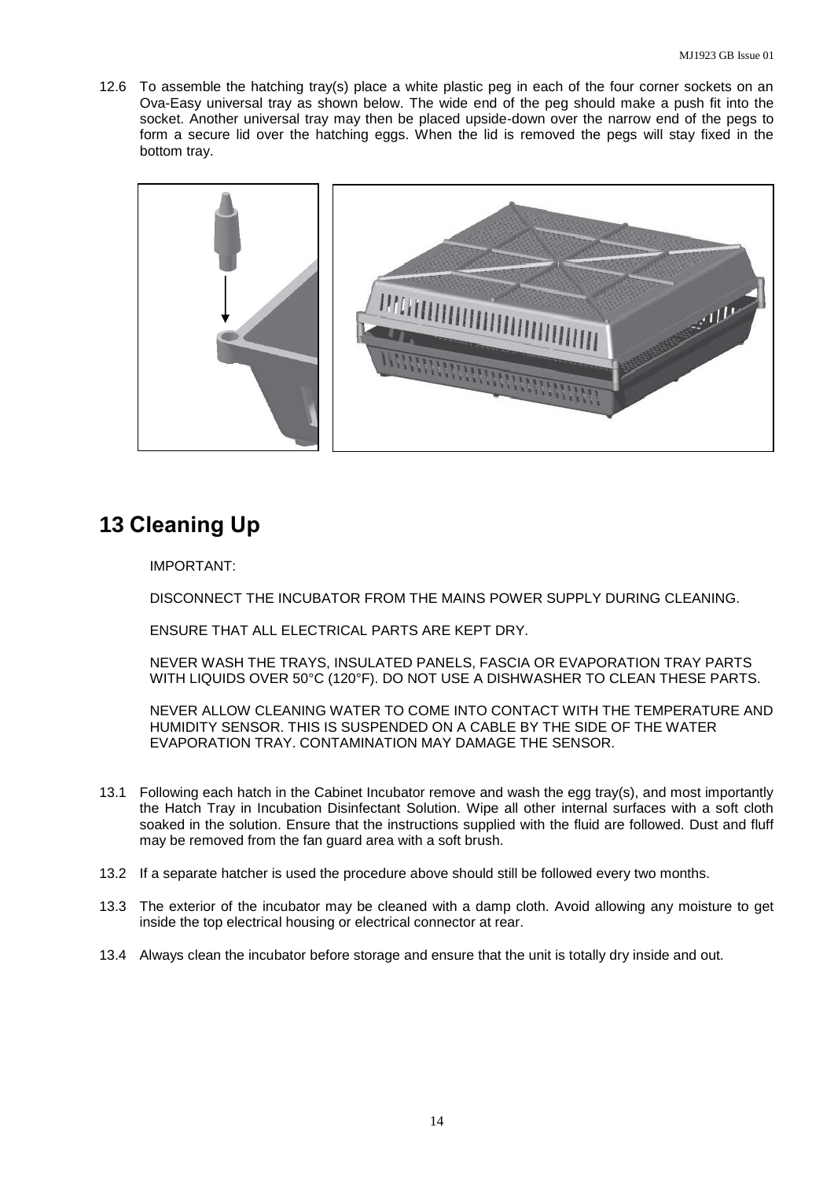12.6 To assemble the hatching tray(s) place a white plastic peg in each of the four corner sockets on an Ova-Easy universal tray as shown below. The wide end of the peg should make a push fit into the socket. Another universal tray may then be placed upside-down over the narrow end of the pegs to form a secure lid over the hatching eggs. When the lid is removed the pegs will stay fixed in the bottom tray.

# 13 Cleaning Up

IMPORTANT:

DISCONNECT THE INCUBATOR FROM THE MAINS POWER SUPPLY DURING CLEANING.

ENSURE THAT ALL ELECTRICAL PARTS ARE KEPT DRY.

NEVER WASH THE TRAYS, INSULATED PANELS, FASCIA OR EVAPORATION TRAY PARTS WITH LIQUIDS OVER 50°C (120°F). DO NOT USE A DISHWASHER TO CLEAN THESE PARTS.

NEVER ALLOW CLEANING WATER TO COME INTO CONTACT WITH THE TEMPERATURE AND HUMIDITY SENSOR. THIS IS SUSPENDED ON A CABLE BY THE SIDE OF THE WATER EVAPORATION TRAY. CONTAMINATION MAY DAMAGE THE SENSOR.

13.1 Following each hatch in the Cabinet Incubator remove and wash the egg tray(s), and most importantly the Hatch Tray in Incubation Disinfectant Solution. Wipe all other internal surfaces with a soft cloth soaked in the solution. Ensure that the instructions supplied with the fluid are followed. Dust and fluff may be removed from the fan guard area with a soft brush.

13.2 If a separate hatcher is used the procedure above should still be followed every two months.

13.3 The exterior of the incubator may be cleaned with a damp cloth. Avoid allowing any moisture to get inside the top electrical housing or electrical connector at rear.

13.4 Always clean the incubator before storage and ensure that the unit is totally dry inside and out.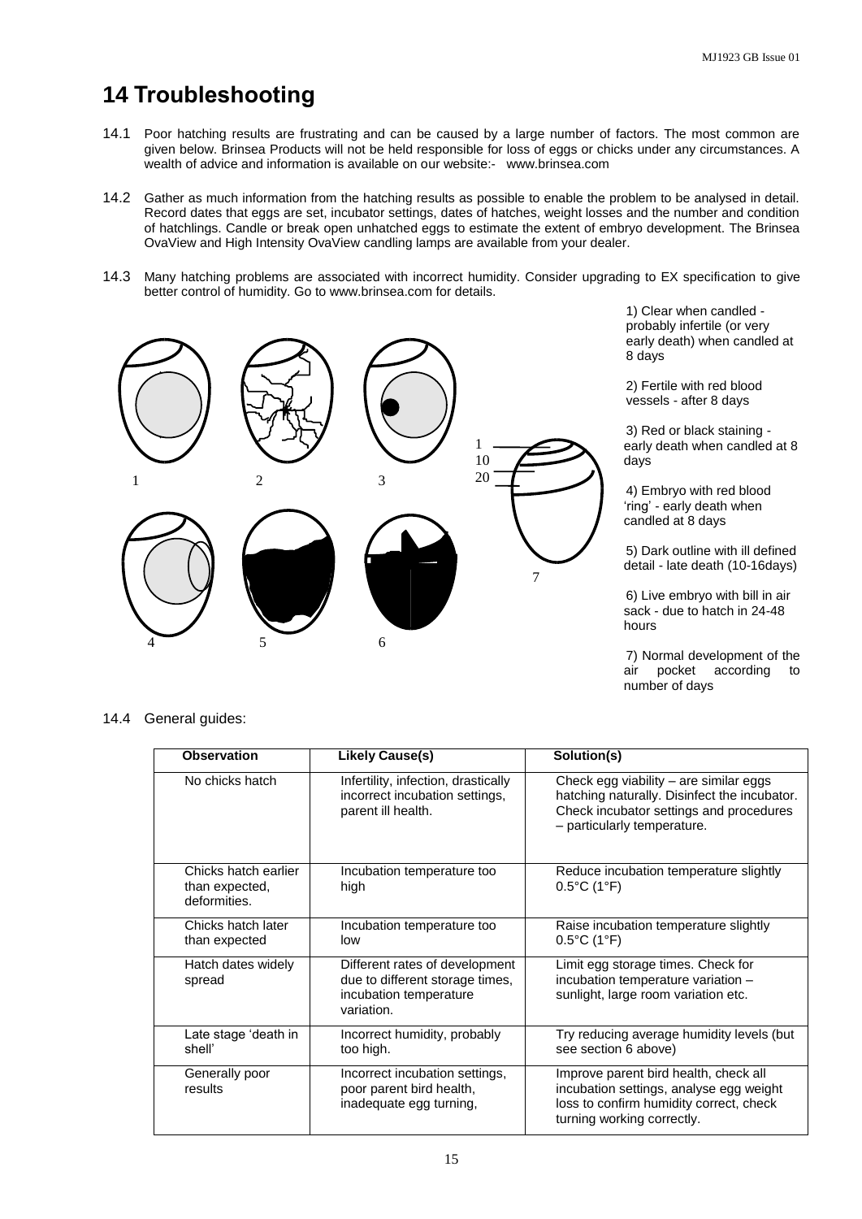# 14 Troubleshooting

14.1 Poor hatching results are frustrating and can be caused by a large number of factors. The most common are given below. Brinsea Products will not be held responsible for loss of eggs or chicks under any circumstances. A wealth of advice and information is available on our website:- www.brinsea.com

14.2 Gather as much information from the hatching results as possible to enable the problem to be analysed in detail. Record dates that eggs are set, incubator settings, dates of hatches, weight losses and the number and condition of hatchlings. Candle or break open unhatched eggs to estimate the extent of embryo development. The Brinsea OvaView and High Intensity OvaView candling lamps are available from your dealer.

14.3 Many hatching problems are associated with incorrect humidity. Consider upgrading to EX specification to give better control of humidity. Go to www.brinsea.com for details.

1) Clear when candled - probably infertile (or very early death) when candled at 8 days

2) Fertile with red blood vessels - after 8 days

3) Red or black staining - early death when candled at 8 days

4) Embryo with red blood 'ring' - early death when candled at 8 days

5) Dark outline with ill defined detail - late death (10-16days)

6) Live embryo with bill in air sack - due to hatch in 24-48 hours

7) Normal development of the air pocket according to number of days

14.4 General guides:

| Observation | Likely Cause(s) | Solution(s) |
|---|---|---|
| No chicks hatch | Infertility, infection, drastically incorrect incubation settings, parent ill health. | Check egg viability – are similar eggs hatching naturally. Disinfect the incubator. Check incubator settings and procedures – particularly temperature. |
| Chicks hatch earlier than expected, deformities. | Incubation temperature too high | Reduce incubation temperature slightly 0.5°C (1°F) |
| Chicks hatch later than expected | Incubation temperature too low | Raise incubation temperature slightly 0.5°C (1°F) |
| Hatch dates widely spread | Different rates of development due to different storage times, incubation temperature variation. | Limit egg storage times. Check for incubation temperature variation – sunlight, large room variation etc. |
| Late stage 'death in shell' | Incorrect humidity, probably too high. | Try reducing average humidity levels (but see section 6 above) |
| Generally poor results | Incorrect incubation settings, poor parent bird health, inadequate egg turning, | Improve parent bird health, check all incubation settings, analyse egg weight loss to confirm humidity correct, check turning working correctly. |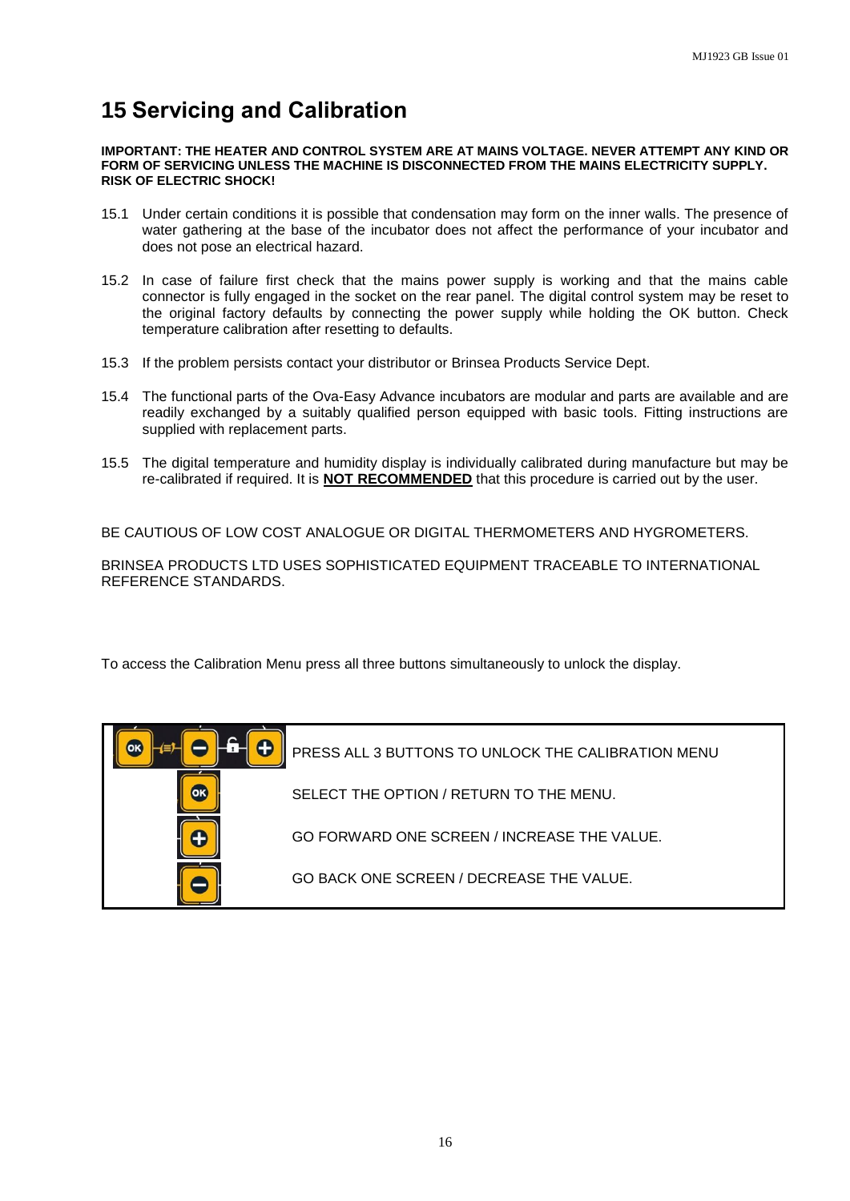# 15 Servicing and Calibration

**IMPORTANT: THE HEATER AND CONTROL SYSTEM ARE AT MAINS VOLTAGE. NEVER ATTEMPT ANY KIND OR FORM OF SERVICING UNLESS THE MACHINE IS DISCONNECTED FROM THE MAINS ELECTRICITY SUPPLY. RISK OF ELECTRIC SHOCK!**

15.1 Under certain conditions it is possible that condensation may form on the inner walls. The presence of water gathering at the base of the incubator does not affect the performance of your incubator and does not pose an electrical hazard.

15.2 In case of failure first check that the mains power supply is working and that the mains cable connector is fully engaged in the socket on the rear panel. The digital control system may be reset to the original factory defaults by connecting the power supply while holding the OK button. Check temperature calibration after resetting to defaults.

15.3 If the problem persists contact your distributor or Brinsea Products Service Dept.

15.4 The functional parts of the Ova-Easy Advance incubators are modular and parts are available and are readily exchanged by a suitably qualified person equipped with basic tools. Fitting instructions are supplied with replacement parts.

15.5 The digital temperature and humidity display is individually calibrated during manufacture but may be re-calibrated if required. It is **NOT RECOMMENDED** that this procedure is carried out by the user.

BE CAUTIOUS OF LOW COST ANALOGUE OR DIGITAL THERMOMETERS AND HYGROMETERS.

BRINSEA PRODUCTS LTD USES SOPHISTICATED EQUIPMENT TRACEABLE TO INTERNATIONAL REFERENCE STANDARDS.

To access the Calibration Menu press all three buttons simultaneously to unlock the display.

| Button | Function |
| --- | --- |
| OK + − + (all 3) | PRESS ALL 3 BUTTONS TO UNLOCK THE CALIBRATION MENU |
| OK | SELECT THE OPTION / RETURN TO THE MENU. |
| + | GO FORWARD ONE SCREEN / INCREASE THE VALUE. |
| − | GO BACK ONE SCREEN / DECREASE THE VALUE. |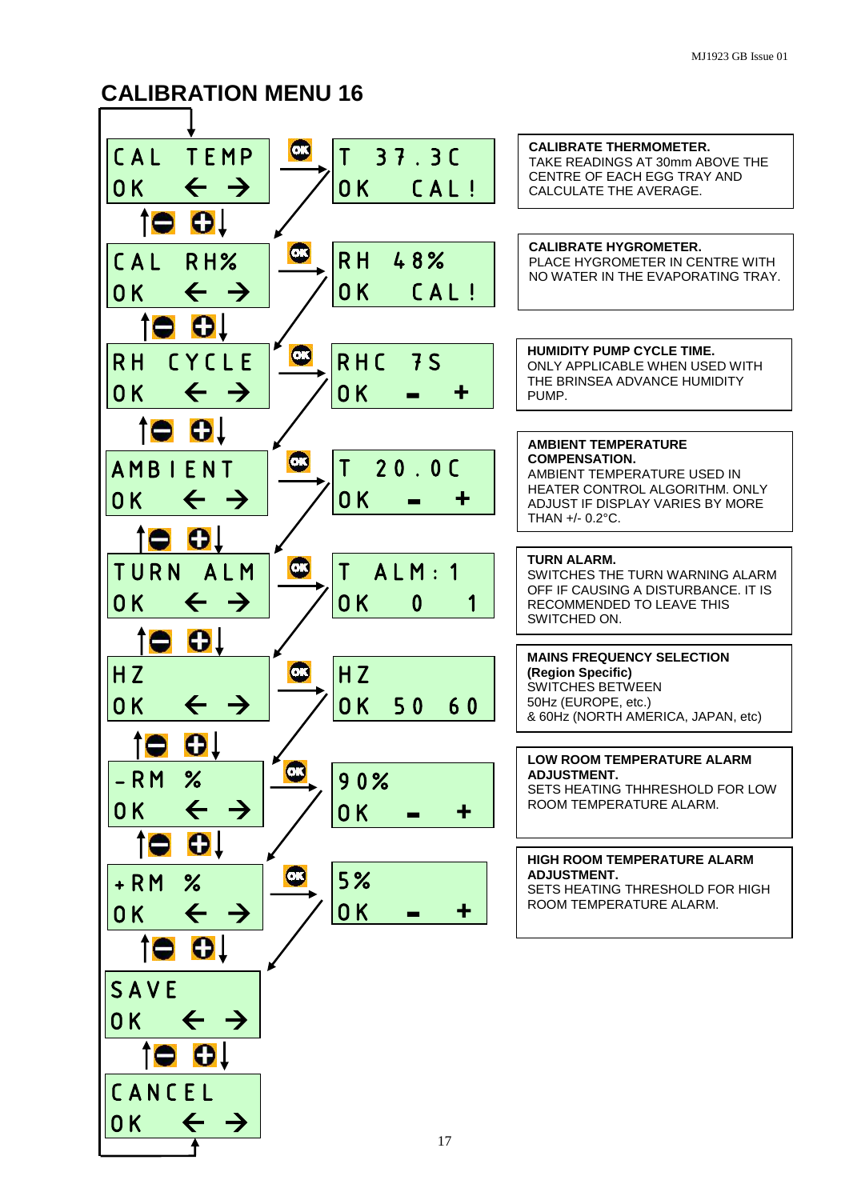# CALIBRATION MENU 16

| Menu | Setting | Description |
|---|---|---|
| CAL TEMP<br>OK ← → | T 37.3C<br>OK CAL! | **CALIBRATE THERMOMETER.**<br>TAKE READINGS AT 30mm ABOVE THE CENTRE OF EACH EGG TRAY AND CALCULATE THE AVERAGE. |
| CAL RH%<br>OK ← → | RH 48%<br>OK CAL! | **CALIBRATE HYGROMETER.**<br>PLACE HYGROMETER IN CENTRE WITH NO WATER IN THE EVAPORATING TRAY. |
| RH CYCLE<br>OK ← → | RHC 7S<br>OK - + | **HUMIDITY PUMP CYCLE TIME.**<br>ONLY APPLICABLE WHEN USED WITH THE BRINSEA ADVANCE HUMIDITY PUMP. |
| AMBIENT<br>OK ← → | T 20.0C<br>OK - + | **AMBIENT TEMPERATURE COMPENSATION.**<br>AMBIENT TEMPERATURE USED IN HEATER CONTROL ALGORITHM. ONLY ADJUST IF DISPLAY VARIES BY MORE THAN +/- 0.2°C. |
| TURN ALM<br>OK ← → | T ALM:1<br>OK 0 1 | **TURN ALARM.**<br>SWITCHES THE TURN WARNING ALARM OFF IF CAUSING A DISTURBANCE. IT IS RECOMMENDED TO LEAVE THIS SWITCHED ON. |
| HZ<br>OK ← → | HZ<br>OK 50 60 | **MAINS FREQUENCY SELECTION (Region Specific)**<br>SWITCHES BETWEEN 50Hz (EUROPE, etc.) & 60Hz (NORTH AMERICA, JAPAN, etc) |
| -RM %<br>OK ← → | 90%<br>OK - + | **LOW ROOM TEMPERATURE ALARM ADJUSTMENT.**<br>SETS HEATING THHRESHOLD FOR LOW ROOM TEMPERATURE ALARM. |
| +RM %<br>OK ← → | 5%<br>OK - + | **HIGH ROOM TEMPERATURE ALARM ADJUSTMENT.**<br>SETS HEATING THRESHOLD FOR HIGH ROOM TEMPERATURE ALARM. |
| SAVE<br>OK ← → | | |
| CANCEL<br>OK ← → | | |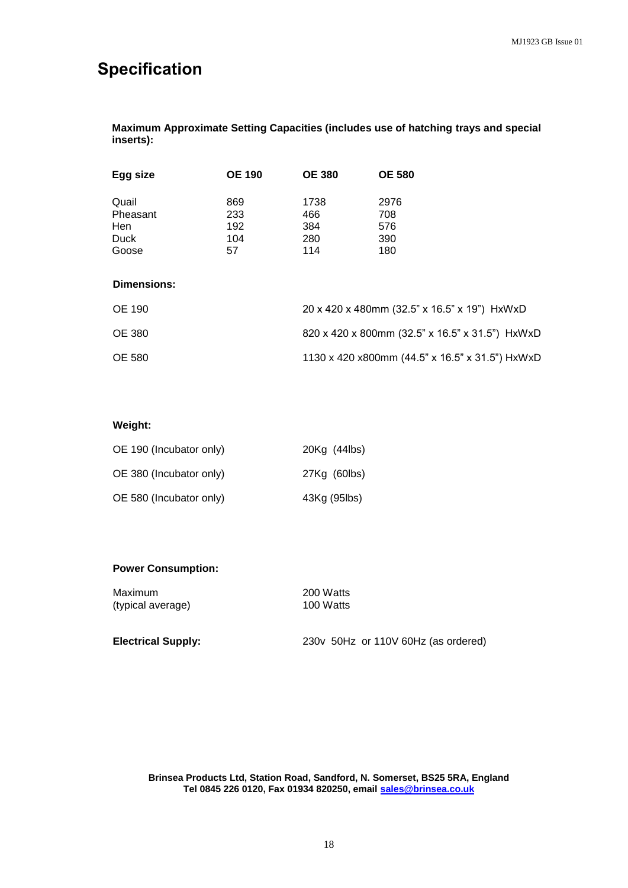# Specification

**Maximum Approximate Setting Capacities (includes use of hatching trays and special inserts):**

| Egg size | OE 190 | OE 380 | OE 580 |
|---|---|---|---|
| Quail | 869 | 1738 | 2976 |
| Pheasant | 233 | 466 | 708 |
| Hen | 192 | 384 | 576 |
| Duck | 104 | 280 | 390 |
| Goose | 57 | 114 | 180 |

**Dimensions:**

| | |
|---|---|
| OE 190 | 20 x 420 x 480mm (32.5" x 16.5" x 19") HxWxD |
| OE 380 | 820 x 420 x 800mm (32.5" x 16.5" x 31.5") HxWxD |
| OE 580 | 1130 x 420 x800mm (44.5" x 16.5" x 31.5") HxWxD |

**Weight:**

| | |
|---|---|
| OE 190 (Incubator only) | 20Kg (44lbs) |
| OE 380 (Incubator only) | 27Kg (60lbs) |
| OE 580 (Incubator only) | 43Kg (95lbs) |

**Power Consumption:**

| | |
|---|---|
| Maximum | 200 Watts |
| (typical average) | 100 Watts |

**Electrical Supply:** 230v 50Hz or 110V 60Hz (as ordered)

**Brinsea Products Ltd, Station Road, Sandford, N. Somerset, BS25 5RA, England**
**Tel 0845 226 0120, Fax 01934 820250, email sales@brinsea.co.uk**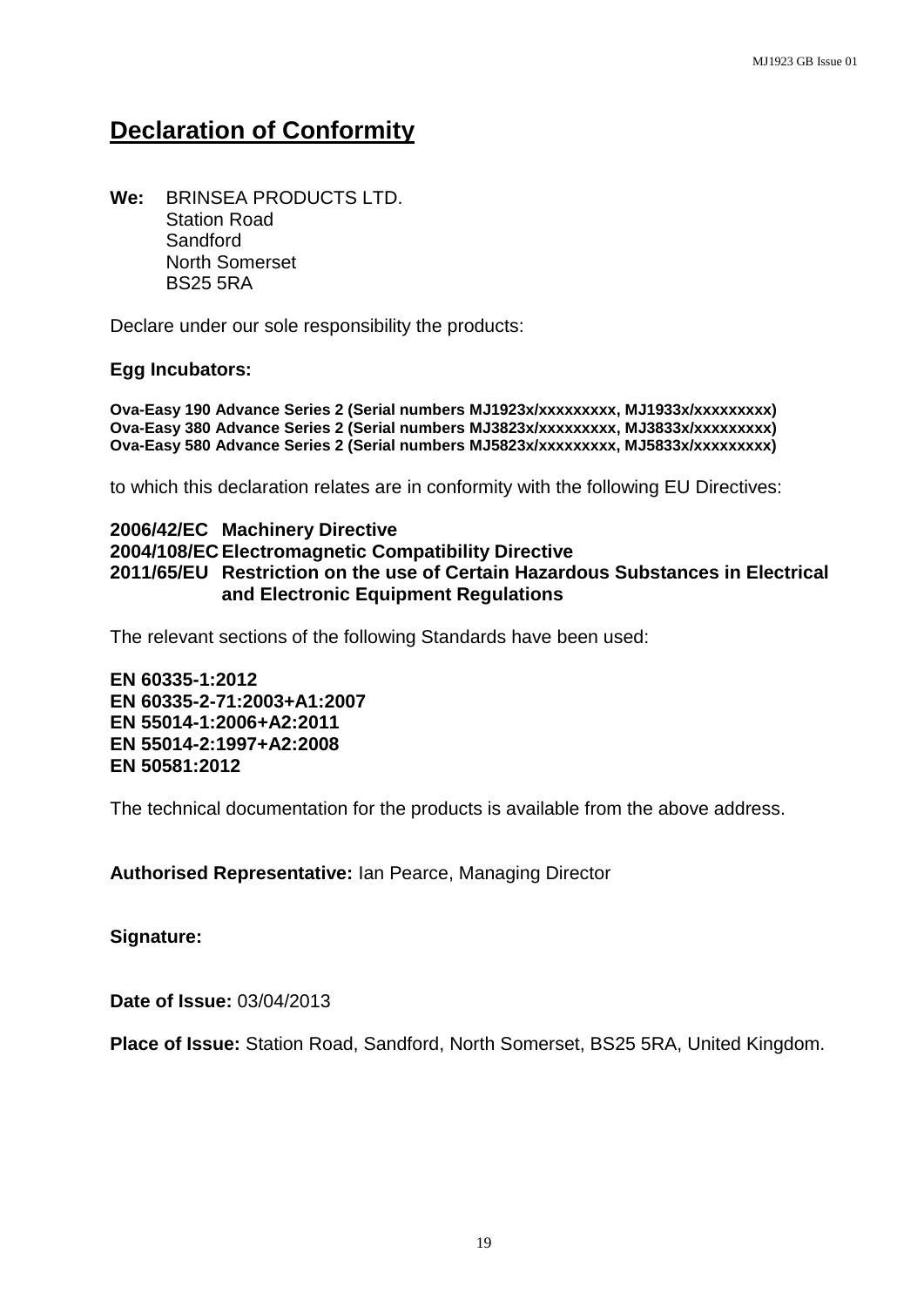# Declaration of Conformity

**We:** BRINSEA PRODUCTS LTD.
Station Road
Sandford
North Somerset
BS25 5RA

Declare under our sole responsibility the products:

**Egg Incubators:**

**Ova-Easy 190 Advance Series 2 (Serial numbers MJ1923x/xxxxxxxxx, MJ1933x/xxxxxxxxx)**
**Ova-Easy 380 Advance Series 2 (Serial numbers MJ3823x/xxxxxxxxx, MJ3833x/xxxxxxxxx)**
**Ova-Easy 580 Advance Series 2 (Serial numbers MJ5823x/xxxxxxxxx, MJ5833x/xxxxxxxxx)**

to which this declaration relates are in conformity with the following EU Directives:

**2006/42/EC Machinery Directive**
**2004/108/EC Electromagnetic Compatibility Directive**
**2011/65/EU Restriction on the use of Certain Hazardous Substances in Electrical and Electronic Equipment Regulations**

The relevant sections of the following Standards have been used:

**EN 60335-1:2012**
**EN 60335-2-71:2003+A1:2007**
**EN 55014-1:2006+A2:2011**
**EN 55014-2:1997+A2:2008**
**EN 50581:2012**

The technical documentation for the products is available from the above address.

**Authorised Representative:** Ian Pearce, Managing Director

**Signature:**

**Date of Issue:** 03/04/2013

**Place of Issue:** Station Road, Sandford, North Somerset, BS25 5RA, United Kingdom.